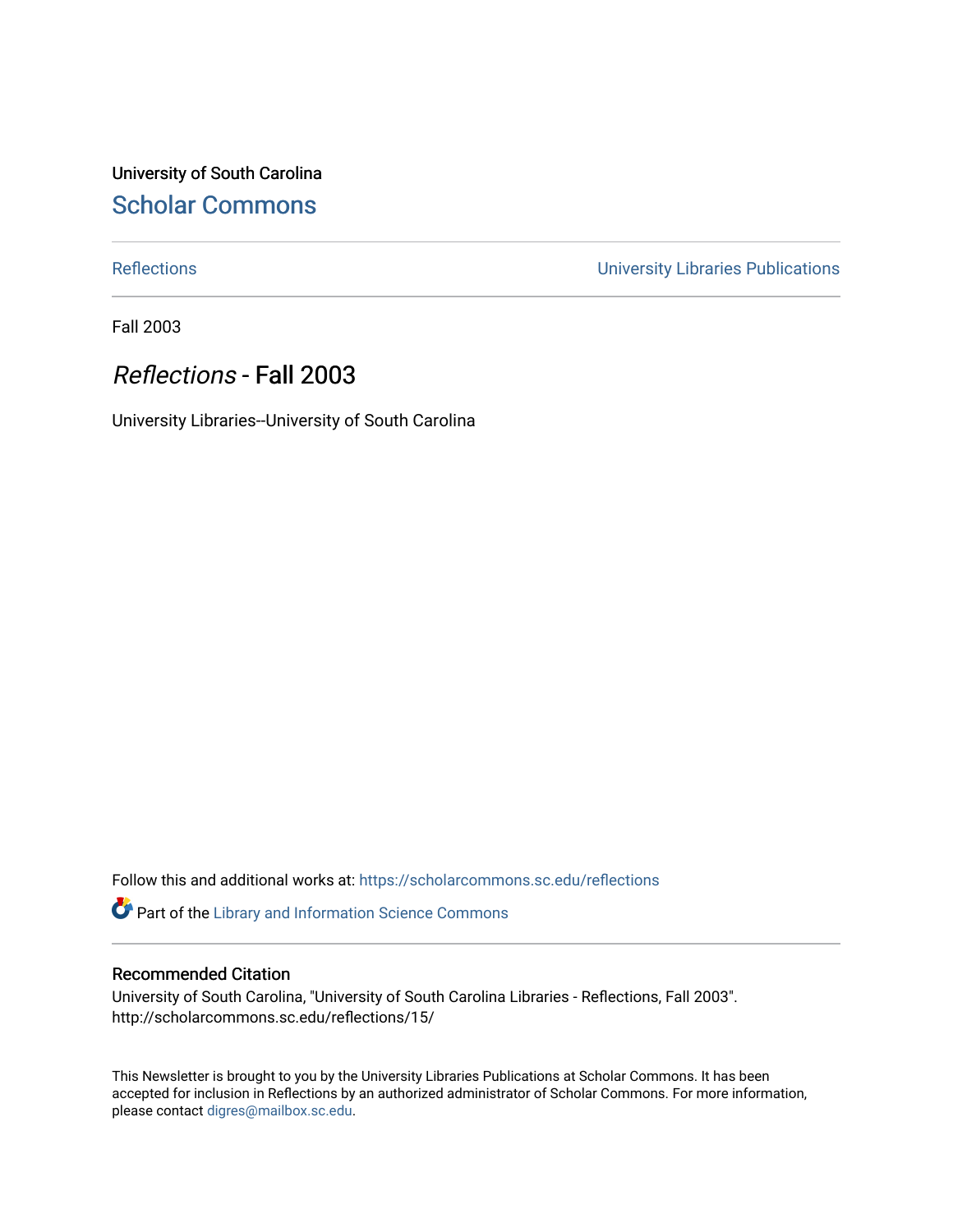University of South Carolina

## Scholar Commons

Reflections | University Libraries Publications

Fall 2003

# *Reflections* - Fall 2003

University Libraries--University of South Carolina

Follow this and additional works at: https://scholarcommons.sc.edu/reflections

Part of the Library and Information Science Commons

### Recommended Citation

University of South Carolina, "University of South Carolina Libraries - Reflections, Fall 2003". http://scholarcommons.sc.edu/reflections/15/

This Newsletter is brought to you by the University Libraries Publications at Scholar Commons. It has been accepted for inclusion in Reflections by an authorized administrator of Scholar Commons. For more information, please contact digres@mailbox.sc.edu.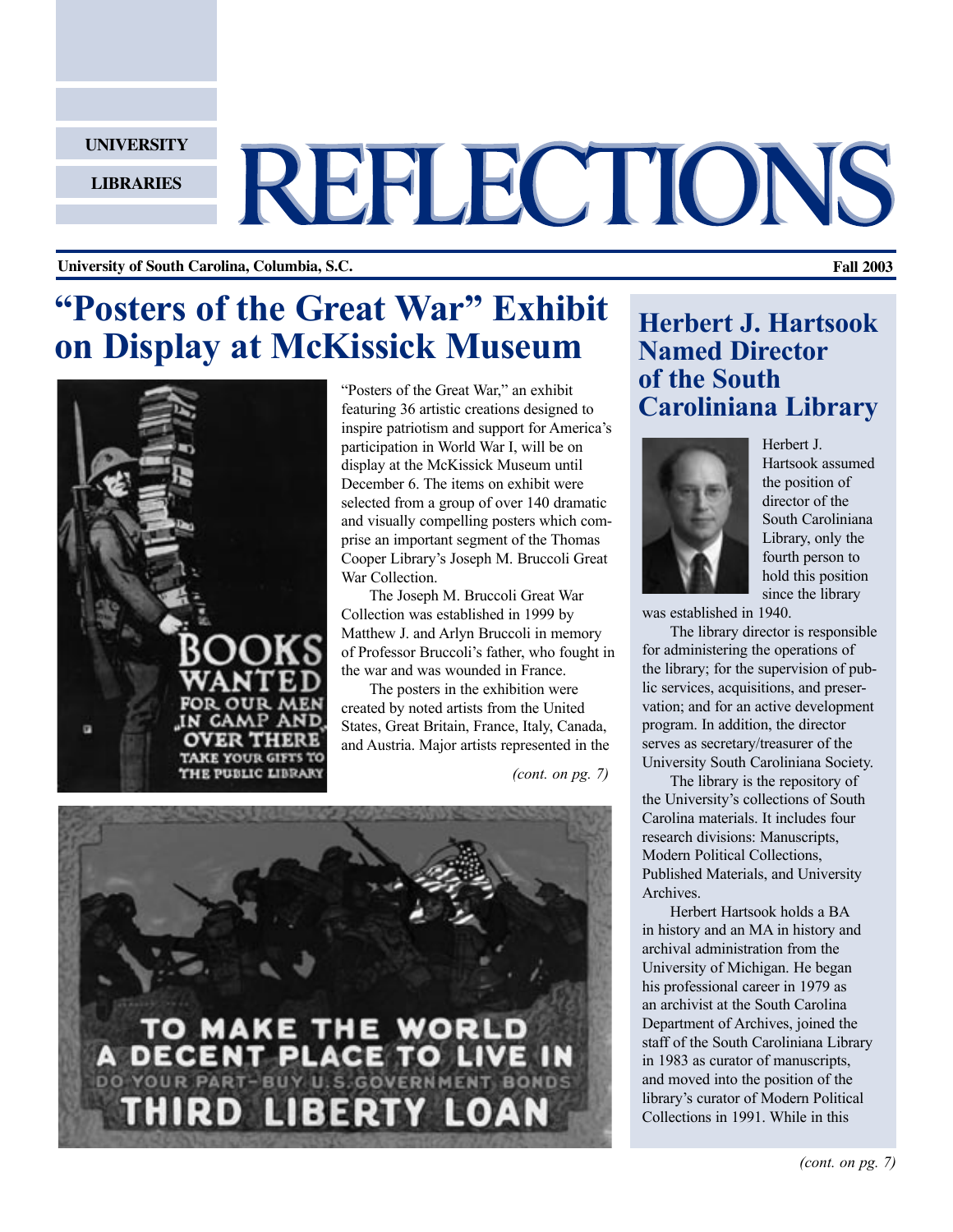UNIVERSITY

LIBRARIES

# REFLECTIONS

**University of South Carolina, Columbia, S.C.** **Fall 2003**

## "Posters of the Great War" Exhibit on Display at McKissick Museum

BOOKS WANTED FOR OUR MEN IN CAMP AND OVER THERE TAKE YOUR GIFTS TO THE PUBLIC LIBRARY

"Posters of the Great War," an exhibit featuring 36 artistic creations designed to inspire patriotism and support for America's participation in World War I, will be on display at the McKissick Museum until December 6. The items on exhibit were selected from a group of over 140 dramatic and visually compelling posters which comprise an important segment of the Thomas Cooper Library's Joseph M. Bruccoli Great War Collection.

The Joseph M. Bruccoli Great War Collection was established in 1999 by Matthew J. and Arlyn Bruccoli in memory of Professor Bruccoli's father, who fought in the war and was wounded in France.

The posters in the exhibition were created by noted artists from the United States, Great Britain, France, Italy, Canada, and Austria. Major artists represented in the

*(cont. on pg. 7)*

TO MAKE THE WORLD A DECENT PLACE TO LIVE IN DO YOUR PART–BUY U.S. GOVERNMENT BONDS THIRD LIBERTY LOAN

## Herbert J. Hartsook Named Director of the South Caroliniana Library

Herbert J. Hartsook assumed the position of director of the South Caroliniana Library, only the fourth person to hold this position since the library was established in 1940.

The library director is responsible for administering the operations of the library; for the supervision of public services, acquisitions, and preservation; and for an active development program. In addition, the director serves as secretary/treasurer of the University South Caroliniana Society.

The library is the repository of the University's collections of South Carolina materials. It includes four research divisions: Manuscripts, Modern Political Collections, Published Materials, and University Archives.

Herbert Hartsook holds a BA in history and an MA in history and archival administration from the University of Michigan. He began his professional career in 1979 as an archivist at the South Carolina Department of Archives, joined the staff of the South Caroliniana Library in 1983 as curator of manuscripts, and moved into the position of the library's curator of Modern Political Collections in 1991. While in this

*(cont. on pg. 7)*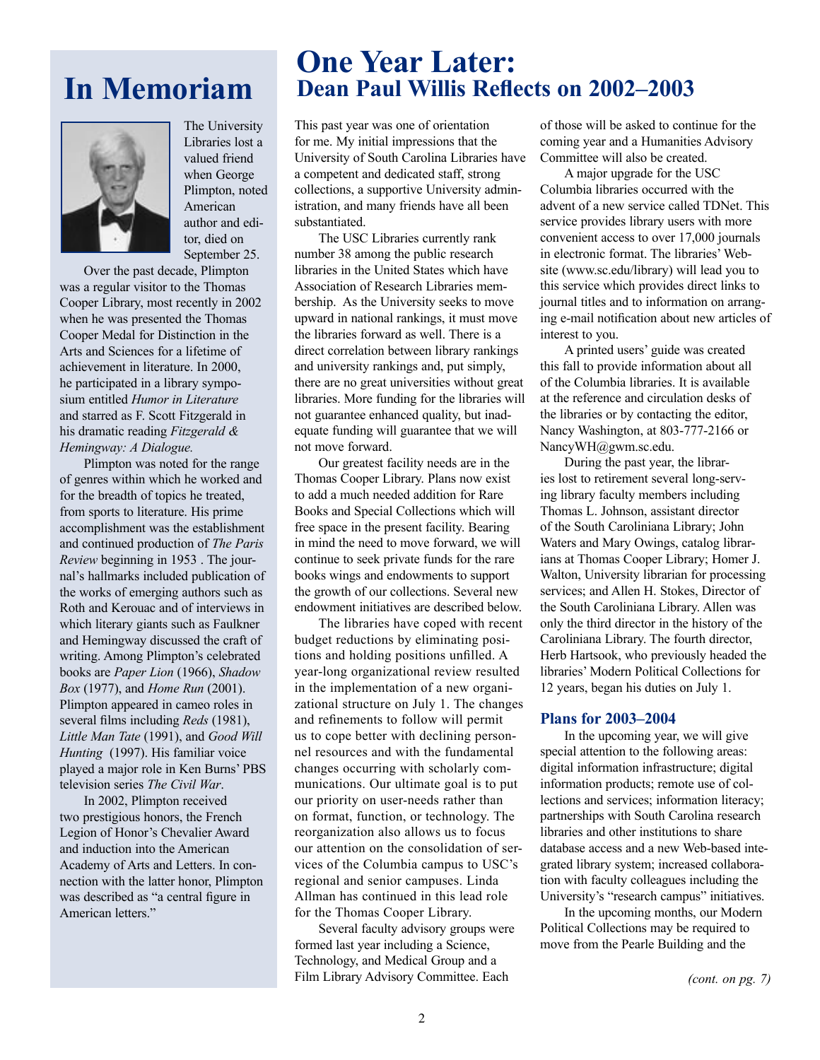# In Memoriam

The University Libraries lost a valued friend when George Plimpton, noted American author and editor, died on September 25.

Over the past decade, Plimpton was a regular visitor to the Thomas Cooper Library, most recently in 2002 when he was presented the Thomas Cooper Medal for Distinction in the Arts and Sciences for a lifetime of achievement in literature. In 2000, he participated in a library symposium entitled *Humor in Literature* and starred as F. Scott Fitzgerald in his dramatic reading *Fitzgerald & Hemingway: A Dialogue.*

Plimpton was noted for the range of genres within which he worked and for the breadth of topics he treated, from sports to literature. His prime accomplishment was the establishment and continued production of *The Paris Review* beginning in 1953 . The journal's hallmarks included publication of the works of emerging authors such as Roth and Kerouac and of interviews in which literary giants such as Faulkner and Hemingway discussed the craft of writing. Among Plimpton's celebrated books are *Paper Lion* (1966), *Shadow Box* (1977), and *Home Run* (2001). Plimpton appeared in cameo roles in several films including *Reds* (1981), *Little Man Tate* (1991), and *Good Will Hunting* (1997). His familiar voice played a major role in Ken Burns' PBS television series *The Civil War*.

In 2002, Plimpton received two prestigious honors, the French Legion of Honor's Chevalier Award and induction into the American Academy of Arts and Letters. In connection with the latter honor, Plimpton was described as "a central figure in American letters."

# One Year Later:
## Dean Paul Willis Reflects on 2002–2003

This past year was one of orientation for me. My initial impressions that the University of South Carolina Libraries have a competent and dedicated staff, strong collections, a supportive University administration, and many friends have all been substantiated.

The USC Libraries currently rank number 38 among the public research libraries in the United States which have Association of Research Libraries membership. As the University seeks to move upward in national rankings, it must move the libraries forward as well. There is a direct correlation between library rankings and university rankings and, put simply, there are no great universities without great libraries. More funding for the libraries will not guarantee enhanced quality, but inadequate funding will guarantee that we will not move forward.

Our greatest facility needs are in the Thomas Cooper Library. Plans now exist to add a much needed addition for Rare Books and Special Collections which will free space in the present facility. Bearing in mind the need to move forward, we will continue to seek private funds for the rare books wings and endowments to support the growth of our collections. Several new endowment initiatives are described below.

The libraries have coped with recent budget reductions by eliminating positions and holding positions unfilled. A year-long organizational review resulted in the implementation of a new organizational structure on July 1. The changes and refinements to follow will permit us to cope better with declining personnel resources and with the fundamental changes occurring with scholarly communications. Our ultimate goal is to put our priority on user-needs rather than on format, function, or technology. The reorganization also allows us to focus our attention on the consolidation of services of the Columbia campus to USC's regional and senior campuses. Linda Allman has continued in this lead role for the Thomas Cooper Library.

Several faculty advisory groups were formed last year including a Science, Technology, and Medical Group and a Film Library Advisory Committee. Each of those will be asked to continue for the coming year and a Humanities Advisory Committee will also be created.

A major upgrade for the USC Columbia libraries occurred with the advent of a new service called TDNet. This service provides library users with more convenient access to over 17,000 journals in electronic format. The libraries' Website (www.sc.edu/library) will lead you to this service which provides direct links to journal titles and to information on arranging e-mail notification about new articles of interest to you.

A printed users' guide was created this fall to provide information about all of the Columbia libraries. It is available at the reference and circulation desks of the libraries or by contacting the editor, Nancy Washington, at 803-777-2166 or NancyWH@gwm.sc.edu.

During the past year, the libraries lost to retirement several long-serving library faculty members including Thomas L. Johnson, assistant director of the South Caroliniana Library; John Waters and Mary Owings, catalog librarians at Thomas Cooper Library; Homer J. Walton, University librarian for processing services; and Allen H. Stokes, Director of the South Caroliniana Library. Allen was only the third director in the history of the Caroliniana Library. The fourth director, Herb Hartsook, who previously headed the libraries' Modern Political Collections for 12 years, began his duties on July 1.

### Plans for 2003–2004

In the upcoming year, we will give special attention to the following areas: digital information infrastructure; digital information products; remote use of collections and services; information literacy; partnerships with South Carolina research libraries and other institutions to share database access and a new Web-based integrated library system; increased collaboration with faculty colleagues including the University's "research campus" initiatives.

In the upcoming months, our Modern Political Collections may be required to move from the Pearle Building and the

*(cont. on pg. 7)*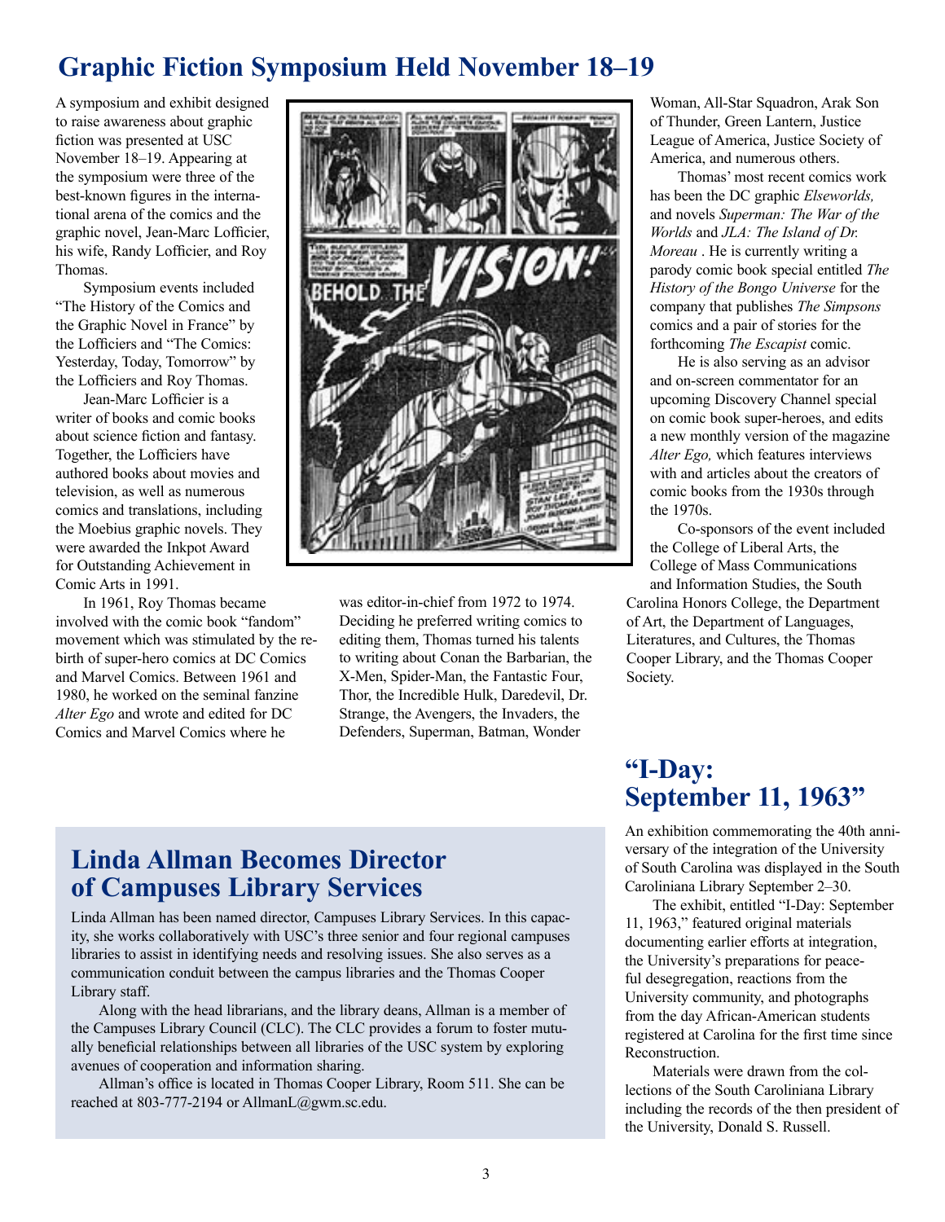# Graphic Fiction Symposium Held November 18–19

A symposium and exhibit designed to raise awareness about graphic fiction was presented at USC November 18–19. Appearing at the symposium were three of the best-known figures in the international arena of the comics and the graphic novel, Jean-Marc Lofficier, his wife, Randy Lofficier, and Roy Thomas.

Symposium events included "The History of the Comics and the Graphic Novel in France" by the Lofficiers and "The Comics: Yesterday, Today, Tomorrow" by the Lofficiers and Roy Thomas.

Jean-Marc Lofficier is a writer of books and comic books about science fiction and fantasy. Together, the Lofficiers have authored books about movies and television, as well as numerous comics and translations, including the Moebius graphic novels. They were awarded the Inkpot Award for Outstanding Achievement in Comic Arts in 1991.

In 1961, Roy Thomas became involved with the comic book "fandom" movement which was stimulated by the rebirth of super-hero comics at DC Comics and Marvel Comics. Between 1961 and 1980, he worked on the seminal fanzine *Alter Ego* and wrote and edited for DC Comics and Marvel Comics where he was editor-in-chief from 1972 to 1974. Deciding he preferred writing comics to editing them, Thomas turned his talents to writing about Conan the Barbarian, the X-Men, Spider-Man, the Fantastic Four, Thor, the Incredible Hulk, Daredevil, Dr. Strange, the Avengers, the Invaders, the Defenders, Superman, Batman, Wonder Woman, All-Star Squadron, Arak Son of Thunder, Green Lantern, Justice League of America, Justice Society of America, and numerous others.

Thomas' most recent comics work has been the DC graphic *Elseworlds,* and novels *Superman: The War of the Worlds* and *JLA: The Island of Dr. Moreau* . He is currently writing a parody comic book special entitled *The History of the Bongo Universe* for the company that publishes *The Simpsons* comics and a pair of stories for the forthcoming *The Escapist* comic.

He is also serving as an advisor and on-screen commentator for an upcoming Discovery Channel special on comic book super-heroes, and edits a new monthly version of the magazine *Alter Ego,* which features interviews with and articles about the creators of comic books from the 1930s through the 1970s.

Co-sponsors of the event included the College of Liberal Arts, the College of Mass Communications and Information Studies, the South Carolina Honors College, the Department of Art, the Department of Languages, Literatures, and Cultures, the Thomas Cooper Library, and the Thomas Cooper Society.

# Linda Allman Becomes Director of Campuses Library Services

Linda Allman has been named director, Campuses Library Services. In this capacity, she works collaboratively with USC's three senior and four regional campuses libraries to assist in identifying needs and resolving issues. She also serves as a communication conduit between the campus libraries and the Thomas Cooper Library staff.

Along with the head librarians, and the library deans, Allman is a member of the Campuses Library Council (CLC). The CLC provides a forum to foster mutually beneficial relationships between all libraries of the USC system by exploring avenues of cooperation and information sharing.

Allman's office is located in Thomas Cooper Library, Room 511. She can be reached at 803-777-2194 or AllmanL@gwm.sc.edu.

# "I-Day: September 11, 1963"

An exhibition commemorating the 40th anniversary of the integration of the University of South Carolina was displayed in the South Caroliniana Library September 2–30.

The exhibit, entitled "I-Day: September 11, 1963," featured original materials documenting earlier efforts at integration, the University's preparations for peaceful desegregation, reactions from the University community, and photographs from the day African-American students registered at Carolina for the first time since Reconstruction.

Materials were drawn from the collections of the South Caroliniana Library including the records of the then president of the University, Donald S. Russell.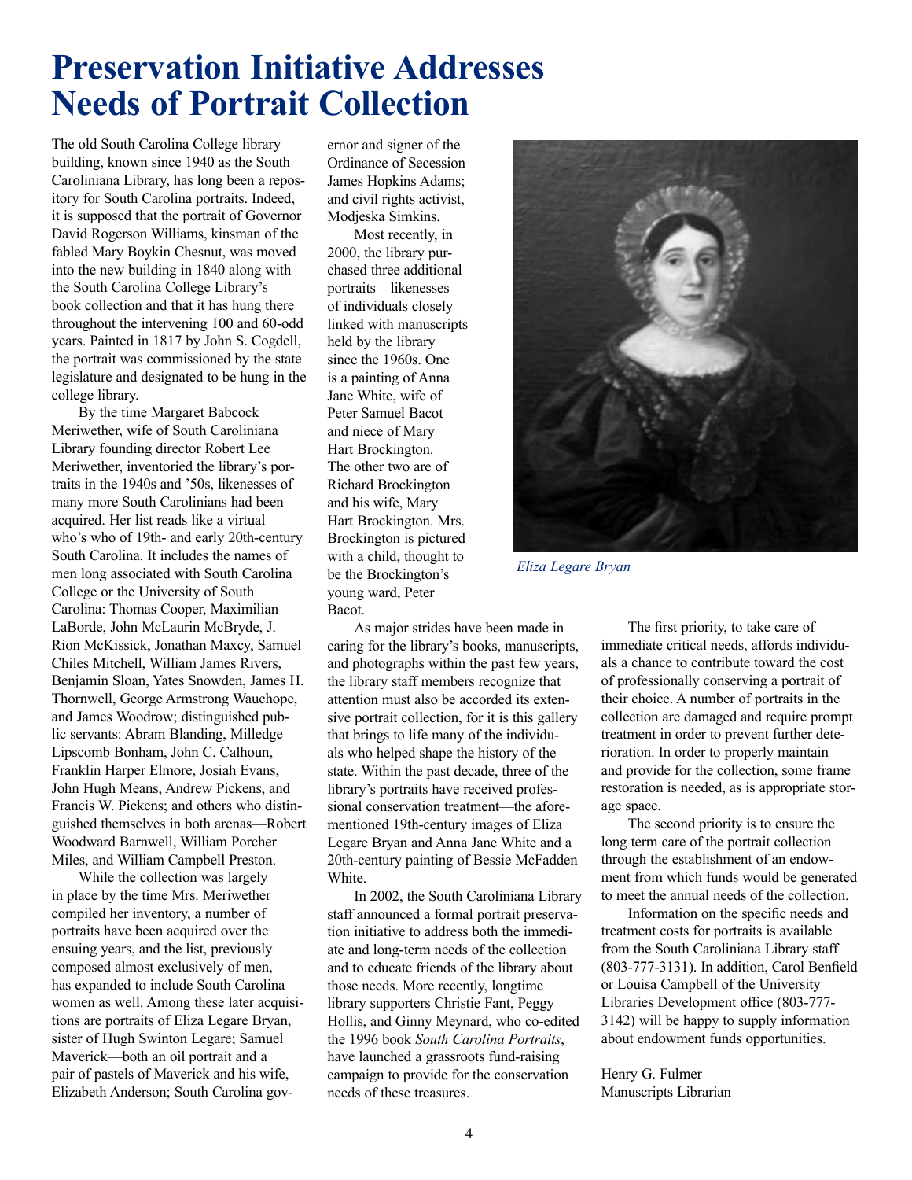# Preservation Initiative Addresses Needs of Portrait Collection

The old South Carolina College library building, known since 1940 as the South Caroliniana Library, has long been a repository for South Carolina portraits. Indeed, it is supposed that the portrait of Governor David Rogerson Williams, kinsman of the fabled Mary Boykin Chesnut, was moved into the new building in 1840 along with the South Carolina College Library's book collection and that it has hung there throughout the intervening 100 and 60-odd years. Painted in 1817 by John S. Cogdell, the portrait was commissioned by the state legislature and designated to be hung in the college library.

By the time Margaret Babcock Meriwether, wife of South Caroliniana Library founding director Robert Lee Meriwether, inventoried the library's portraits in the 1940s and '50s, likenesses of many more South Carolinians had been acquired. Her list reads like a virtual who's who of 19th- and early 20th-century South Carolina. It includes the names of men long associated with South Carolina College or the University of South Carolina: Thomas Cooper, Maximilian LaBorde, John McLaurin McBryde, J. Rion McKissick, Jonathan Maxcy, Samuel Chiles Mitchell, William James Rivers, Benjamin Sloan, Yates Snowden, James H. Thornwell, George Armstrong Wauchope, and James Woodrow; distinguished public servants: Abram Blanding, Milledge Lipscomb Bonham, John C. Calhoun, Franklin Harper Elmore, Josiah Evans, John Hugh Means, Andrew Pickens, and Francis W. Pickens; and others who distinguished themselves in both arenas—Robert Woodward Barnwell, William Porcher Miles, and William Campbell Preston.

While the collection was largely in place by the time Mrs. Meriwether compiled her inventory, a number of portraits have been acquired over the ensuing years, and the list, previously composed almost exclusively of men, has expanded to include South Carolina women as well. Among these later acquisitions are portraits of Eliza Legare Bryan, sister of Hugh Swinton Legare; Samuel Maverick—both an oil portrait and a pair of pastels of Maverick and his wife, Elizabeth Anderson; South Carolina governor and signer of the Ordinance of Secession James Hopkins Adams; and civil rights activist, Modjeska Simkins.

Most recently, in 2000, the library purchased three additional portraits—likenesses of individuals closely linked with manuscripts held by the library since the 1960s. One is a painting of Anna Jane White, wife of Peter Samuel Bacot and niece of Mary Hart Brockington. The other two are of Richard Brockington and his wife, Mary Hart Brockington. Mrs. Brockington is pictured with a child, thought to be the Brockington's young ward, Peter Bacot.

*Eliza Legare Bryan*

As major strides have been made in caring for the library's books, manuscripts, and photographs within the past few years, the library staff members recognize that attention must also be accorded its extensive portrait collection, for it is this gallery that brings to life many of the individuals who helped shape the history of the state. Within the past decade, three of the library's portraits have received professional conservation treatment—the aforementioned 19th-century images of Eliza Legare Bryan and Anna Jane White and a 20th-century painting of Bessie McFadden White.

In 2002, the South Caroliniana Library staff announced a formal portrait preservation initiative to address both the immediate and long-term needs of the collection and to educate friends of the library about those needs. More recently, longtime library supporters Christie Fant, Peggy Hollis, and Ginny Meynard, who co-edited the 1996 book *South Carolina Portraits*, have launched a grassroots fund-raising campaign to provide for the conservation needs of these treasures.

The first priority, to take care of immediate critical needs, affords individuals a chance to contribute toward the cost of professionally conserving a portrait of their choice. A number of portraits in the collection are damaged and require prompt treatment in order to prevent further deterioration. In order to properly maintain and provide for the collection, some frame restoration is needed, as is appropriate storage space.

The second priority is to ensure the long term care of the portrait collection through the establishment of an endowment from which funds would be generated to meet the annual needs of the collection.

Information on the specific needs and treatment costs for portraits is available from the South Caroliniana Library staff (803-777-3131). In addition, Carol Benfield or Louisa Campbell of the University Libraries Development office (803-777-3142) will be happy to supply information about endowment funds opportunities.

Henry G. Fulmer
Manuscripts Librarian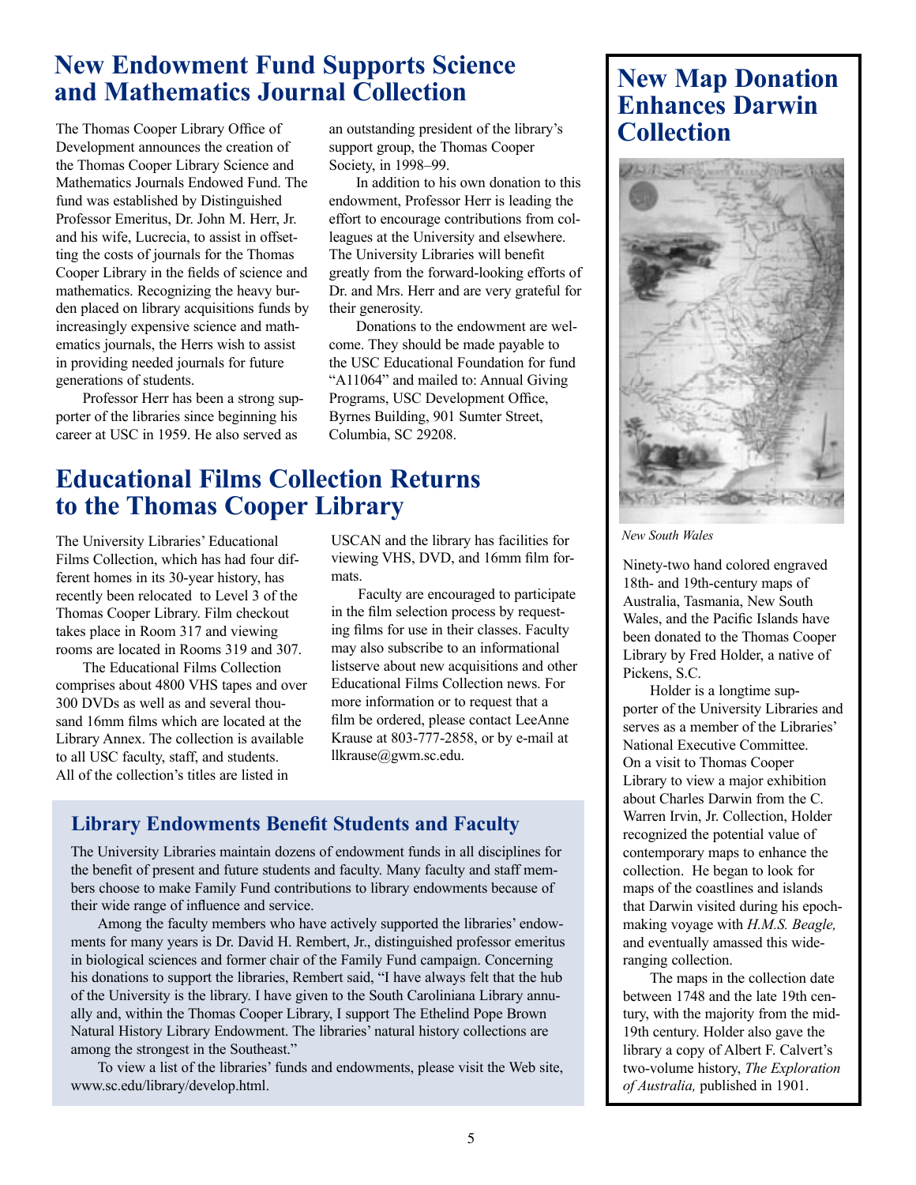## New Endowment Fund Supports Science and Mathematics Journal Collection

The Thomas Cooper Library Office of Development announces the creation of the Thomas Cooper Library Science and Mathematics Journals Endowed Fund. The fund was established by Distinguished Professor Emeritus, Dr. John M. Herr, Jr. and his wife, Lucrecia, to assist in offsetting the costs of journals for the Thomas Cooper Library in the fields of science and mathematics. Recognizing the heavy burden placed on library acquisitions funds by increasingly expensive science and mathematics journals, the Herrs wish to assist in providing needed journals for future generations of students.

Professor Herr has been a strong supporter of the libraries since beginning his career at USC in 1959. He also served as an outstanding president of the library's support group, the Thomas Cooper Society, in 1998–99.

In addition to his own donation to this endowment, Professor Herr is leading the effort to encourage contributions from colleagues at the University and elsewhere. The University Libraries will benefit greatly from the forward-looking efforts of Dr. and Mrs. Herr and are very grateful for their generosity.

Donations to the endowment are welcome. They should be made payable to the USC Educational Foundation for fund "A11064" and mailed to: Annual Giving Programs, USC Development Office, Byrnes Building, 901 Sumter Street, Columbia, SC 29208.

## Educational Films Collection Returns to the Thomas Cooper Library

The University Libraries' Educational Films Collection, which has had four different homes in its 30-year history, has recently been relocated to Level 3 of the Thomas Cooper Library. Film checkout takes place in Room 317 and viewing rooms are located in Rooms 319 and 307.

The Educational Films Collection comprises about 4800 VHS tapes and over 300 DVDs as well as and several thousand 16mm films which are located at the Library Annex. The collection is available to all USC faculty, staff, and students. All of the collection's titles are listed in USCAN and the library has facilities for viewing VHS, DVD, and 16mm film formats.

Faculty are encouraged to participate in the film selection process by requesting films for use in their classes. Faculty may also subscribe to an informational listserve about new acquisitions and other Educational Films Collection news. For more information or to request that a film be ordered, please contact LeeAnne Krause at 803-777-2858, or by e-mail at llkrause@gwm.sc.edu.

### Library Endowments Benefit Students and Faculty

The University Libraries maintain dozens of endowment funds in all disciplines for the benefit of present and future students and faculty. Many faculty and staff members choose to make Family Fund contributions to library endowments because of their wide range of influence and service.

Among the faculty members who have actively supported the libraries' endowments for many years is Dr. David H. Rembert, Jr., distinguished professor emeritus in biological sciences and former chair of the Family Fund campaign. Concerning his donations to support the libraries, Rembert said, "I have always felt that the hub of the University is the library. I have given to the South Caroliniana Library annually and, within the Thomas Cooper Library, I support The Ethelind Pope Brown Natural History Library Endowment. The libraries' natural history collections are among the strongest in the Southeast."

To view a list of the libraries' funds and endowments, please visit the Web site, www.sc.edu/library/develop.html.

## New Map Donation Enhances Darwin Collection

*New South Wales*

Ninety-two hand colored engraved 18th- and 19th-century maps of Australia, Tasmania, New South Wales, and the Pacific Islands have been donated to the Thomas Cooper Library by Fred Holder, a native of Pickens, S.C.

Holder is a longtime supporter of the University Libraries and serves as a member of the Libraries' National Executive Committee. On a visit to Thomas Cooper Library to view a major exhibition about Charles Darwin from the C. Warren Irvin, Jr. Collection, Holder recognized the potential value of contemporary maps to enhance the collection. He began to look for maps of the coastlines and islands that Darwin visited during his epoch-making voyage with *H.M.S. Beagle,* and eventually amassed this wide-ranging collection.

The maps in the collection date between 1748 and the late 19th century, with the majority from the mid-19th century. Holder also gave the library a copy of Albert F. Calvert's two-volume history, *The Exploration of Australia,* published in 1901.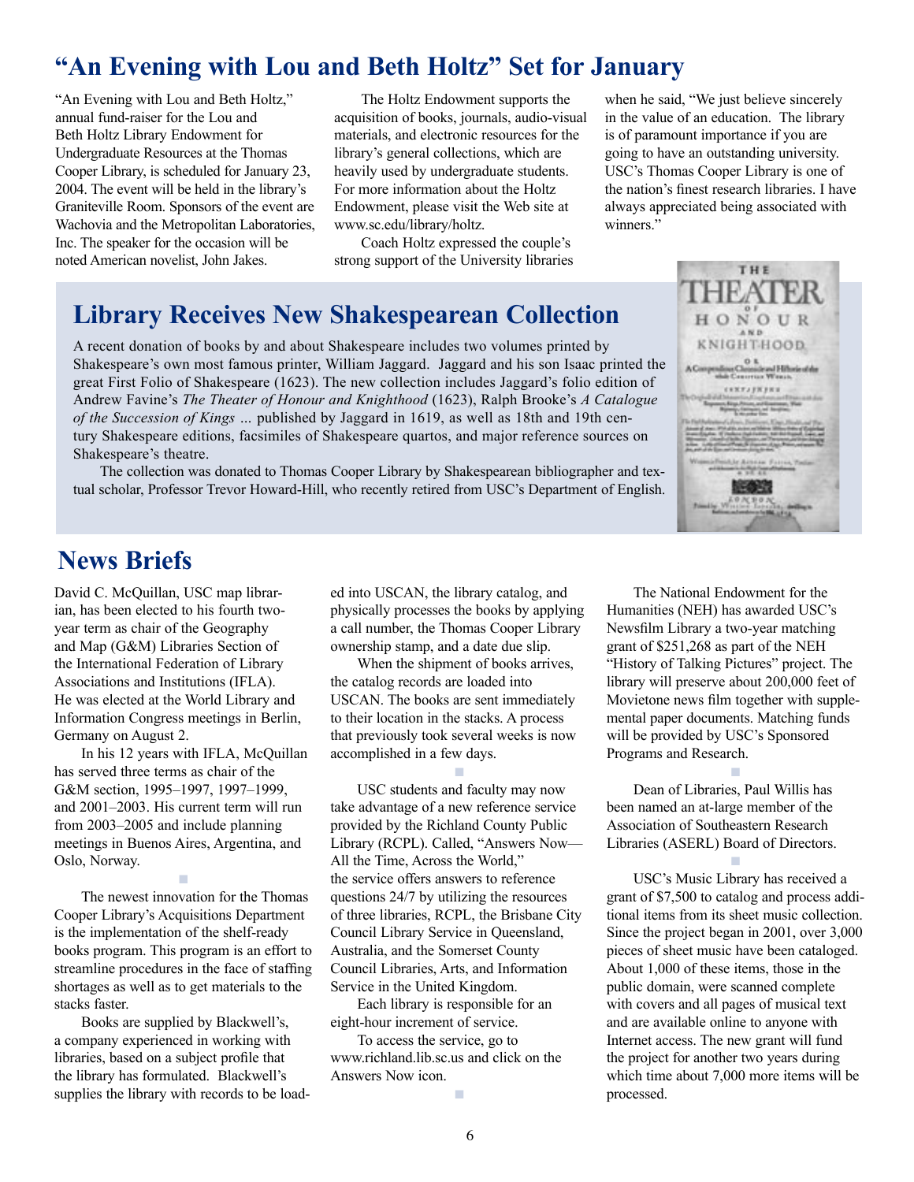## “An Evening with Lou and Beth Holtz” Set for January

“An Evening with Lou and Beth Holtz,” annual fund-raiser for the Lou and Beth Holtz Library Endowment for Undergraduate Resources at the Thomas Cooper Library, is scheduled for January 23, 2004. The event will be held in the library’s Graniteville Room. Sponsors of the event are Wachovia and the Metropolitan Laboratories, Inc. The speaker for the occasion will be noted American novelist, John Jakes.

The Holtz Endowment supports the acquisition of books, journals, audio-visual materials, and electronic resources for the library’s general collections, which are heavily used by undergraduate students. For more information about the Holtz Endowment, please visit the Web site at www.sc.edu/library/holtz.

Coach Holtz expressed the couple’s strong support of the University libraries when he said, “We just believe sincerely in the value of an education. The library is of paramount importance if you are going to have an outstanding university. USC’s Thomas Cooper Library is one of the nation’s finest research libraries. I have always appreciated being associated with winners.”

## Library Receives New Shakespearean Collection

A recent donation of books by and about Shakespeare includes two volumes printed by Shakespeare’s own most famous printer, William Jaggard. Jaggard and his son Isaac printed the great First Folio of Shakespeare (1623). The new collection includes Jaggard’s folio edition of Andrew Favine’s *The Theater of Honour and Knighthood* (1623), Ralph Brooke’s *A Catalogue of the Succession of Kings …* published by Jaggard in 1619, as well as 18th and 19th century Shakespeare editions, facsimiles of Shakespeare quartos, and major reference sources on Shakespeare’s theatre.

The collection was donated to Thomas Cooper Library by Shakespearean bibliographer and textual scholar, Professor Trevor Howard-Hill, who recently retired from USC’s Department of English.

## News Briefs

David C. McQuillan, USC map librarian, has been elected to his fourth two-year term as chair of the Geography and Map (G&M) Libraries Section of the International Federation of Library Associations and Institutions (IFLA). He was elected at the World Library and Information Congress meetings in Berlin, Germany on August 2.

In his 12 years with IFLA, McQuillan has served three terms as chair of the G&M section, 1995–1997, 1997–1999, and 2001–2003. His current term will run from 2003–2005 and include planning meetings in Buenos Aires, Argentina, and Oslo, Norway.

The newest innovation for the Thomas Cooper Library’s Acquisitions Department is the implementation of the shelf-ready books program. This program is an effort to streamline procedures in the face of staffing shortages as well as to get materials to the stacks faster.

Books are supplied by Blackwell’s, a company experienced in working with libraries, based on a subject profile that the library has formulated. Blackwell’s supplies the library with records to be loaded into USCAN, the library catalog, and physically processes the books by applying a call number, the Thomas Cooper Library ownership stamp, and a date due slip.

When the shipment of books arrives, the catalog records are loaded into USCAN. The books are sent immediately to their location in the stacks. A process that previously took several weeks is now accomplished in a few days.

USC students and faculty may now take advantage of a new reference service provided by the Richland County Public Library (RCPL). Called, “Answers Now—All the Time, Across the World,” the service offers answers to reference questions 24/7 by utilizing the resources of three libraries, RCPL, the Brisbane City Council Library Service in Queensland, Australia, and the Somerset County Council Libraries, Arts, and Information Service in the United Kingdom.

Each library is responsible for an eight-hour increment of service.

To access the service, go to www.richland.lib.sc.us and click on the Answers Now icon.

The National Endowment for the Humanities (NEH) has awarded USC’s Newsfilm Library a two-year matching grant of $251,268 as part of the NEH “History of Talking Pictures” project. The library will preserve about 200,000 feet of Movietone news film together with supplemental paper documents. Matching funds will be provided by USC’s Sponsored Programs and Research.

Dean of Libraries, Paul Willis has been named an at-large member of the Association of Southeastern Research Libraries (ASERL) Board of Directors.

USC’s Music Library has received a grant of $7,500 to catalog and process additional items from its sheet music collection. Since the project began in 2001, over 3,000 pieces of sheet music have been cataloged. About 1,000 of these items, those in the public domain, were scanned complete with covers and all pages of musical text and are available online to anyone with Internet access. The new grant will fund the project for another two years during which time about 7,000 more items will be processed.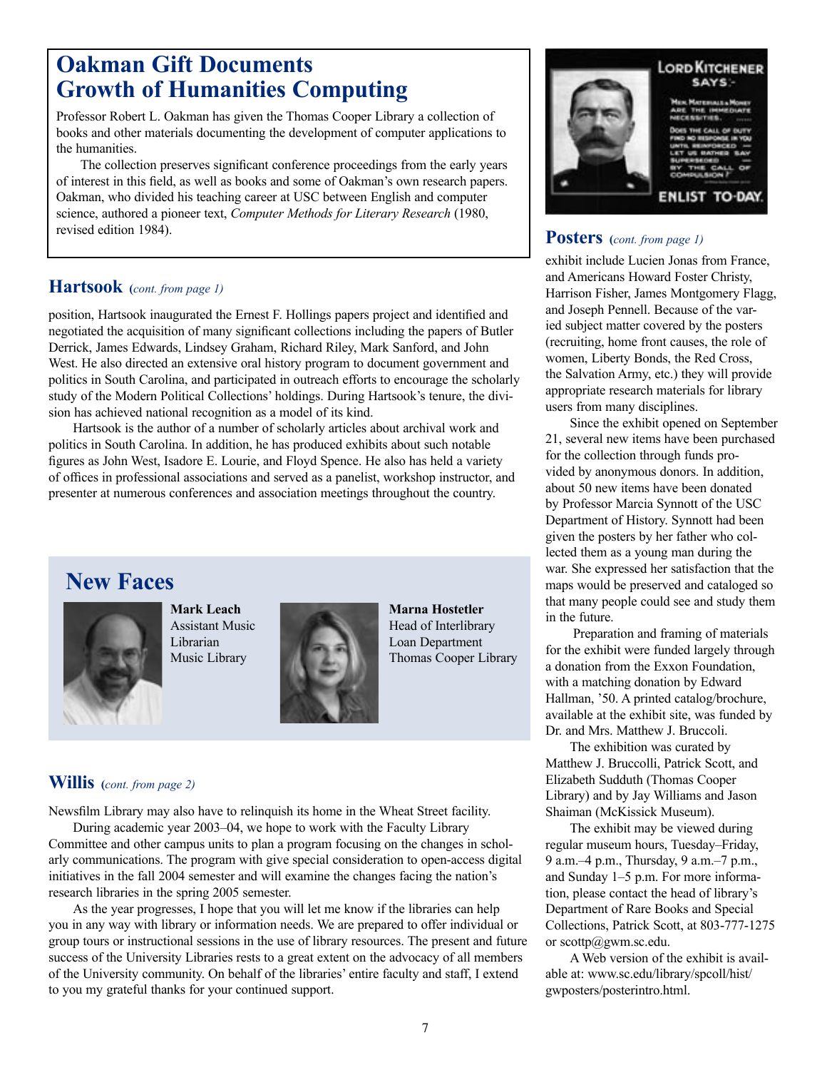## Oakman Gift Documents Growth of Humanities Computing

Professor Robert L. Oakman has given the Thomas Cooper Library a collection of books and other materials documenting the development of computer applications to the humanities.

The collection preserves significant conference proceedings from the early years of interest in this field, as well as books and some of Oakman's own research papers. Oakman, who divided his teaching career at USC between English and computer science, authored a pioneer text, *Computer Methods for Literary Research* (1980, revised edition 1984).

## Hartsook (*cont. from page 1)*

position, Hartsook inaugurated the Ernest F. Hollings papers project and identified and negotiated the acquisition of many significant collections including the papers of Butler Derrick, James Edwards, Lindsey Graham, Richard Riley, Mark Sanford, and John West. He also directed an extensive oral history program to document government and politics in South Carolina, and participated in outreach efforts to encourage the scholarly study of the Modern Political Collections' holdings. During Hartsook's tenure, the division has achieved national recognition as a model of its kind.

Hartsook is the author of a number of scholarly articles about archival work and politics in South Carolina. In addition, he has produced exhibits about such notable figures as John West, Isadore E. Lourie, and Floyd Spence. He also has held a variety of offices in professional associations and served as a panelist, workshop instructor, and presenter at numerous conferences and association meetings throughout the country.

## New Faces

**Mark Leach**
Assistant Music Librarian
Music Library

**Marna Hostetler**
Head of Interlibrary Loan Department
Thomas Cooper Library

## Willis (*cont. from page 2)*

Newsfilm Library may also have to relinquish its home in the Wheat Street facility.

During academic year 2003–04, we hope to work with the Faculty Library Committee and other campus units to plan a program focusing on the changes in scholarly communications. The program with give special consideration to open-access digital initiatives in the fall 2004 semester and will examine the changes facing the nation's research libraries in the spring 2005 semester.

As the year progresses, I hope that you will let me know if the libraries can help you in any way with library or information needs. We are prepared to offer individual or group tours or instructional sessions in the use of library resources. The present and future success of the University Libraries rests to a great extent on the advocacy of all members of the University community. On behalf of the libraries' entire faculty and staff, I extend to you my grateful thanks for your continued support.

## Posters (*cont. from page 1)*

exhibit include Lucien Jonas from France, and Americans Howard Foster Christy, Harrison Fisher, James Montgomery Flagg, and Joseph Pennell. Because of the varied subject matter covered by the posters (recruiting, home front causes, the role of women, Liberty Bonds, the Red Cross, the Salvation Army, etc.) they will provide appropriate research materials for library users from many disciplines.

Since the exhibit opened on September 21, several new items have been purchased for the collection through funds provided by anonymous donors. In addition, about 50 new items have been donated by Professor Marcia Synnott of the USC Department of History. Synnott had been given the posters by her father who collected them as a young man during the war. She expressed her satisfaction that the maps would be preserved and cataloged so that many people could see and study them in the future.

Preparation and framing of materials for the exhibit were funded largely through a donation from the Exxon Foundation, with a matching donation by Edward Hallman, '50. A printed catalog/brochure, available at the exhibit site, was funded by Dr. and Mrs. Matthew J. Bruccoli.

The exhibition was curated by Matthew J. Bruccolli, Patrick Scott, and Elizabeth Sudduth (Thomas Cooper Library) and by Jay Williams and Jason Shaiman (McKissick Museum).

The exhibit may be viewed during regular museum hours, Tuesday–Friday, 9 a.m.–4 p.m., Thursday, 9 a.m.–7 p.m., and Sunday 1–5 p.m. For more information, please contact the head of library's Department of Rare Books and Special Collections, Patrick Scott, at 803-777-1275 or scottp@gwm.sc.edu.

A Web version of the exhibit is available at: www.sc.edu/library/spcoll/hist/gwposters/posterintro.html.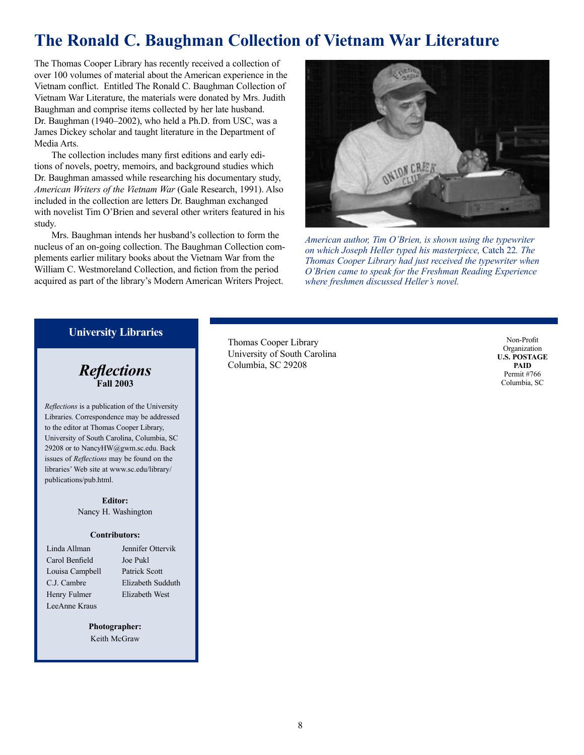# The Ronald C. Baughman Collection of Vietnam War Literature

The Thomas Cooper Library has recently received a collection of over 100 volumes of material about the American experience in the Vietnam conflict. Entitled The Ronald C. Baughman Collection of Vietnam War Literature, the materials were donated by Mrs. Judith Baughman and comprise items collected by her late husband. Dr. Baughman (1940–2002), who held a Ph.D. from USC, was a James Dickey scholar and taught literature in the Department of Media Arts.

The collection includes many first editions and early editions of novels, poetry, memoirs, and background studies which Dr. Baughman amassed while researching his documentary study, *American Writers of the Vietnam War* (Gale Research, 1991). Also included in the collection are letters Dr. Baughman exchanged with novelist Tim O'Brien and several other writers featured in his study.

Mrs. Baughman intends her husband's collection to form the nucleus of an on-going collection. The Baughman Collection complements earlier military books about the Vietnam War from the William C. Westmoreland Collection, and fiction from the period acquired as part of the library's Modern American Writers Project.

*American author, Tim O'Brien, is shown using the typewriter on which Joseph Heller typed his masterpiece,* Catch 22*. The Thomas Cooper Library had just received the typewriter when O'Brien came to speak for the Freshman Reading Experience where freshmen discussed Heller's novel.*

## University Libraries

### *Reflections*

**Fall 2003**

*Reflections* is a publication of the University Libraries. Correspondence may be addressed to the editor at Thomas Cooper Library, University of South Carolina, Columbia, SC 29208 or to NancyHW@gwm.sc.edu. Back issues of *Reflections* may be found on the libraries' Web site at www.sc.edu/library/publications/pub.html.

**Editor:**
Nancy H. Washington

**Contributors:**

Linda Allman
Carol Benfield
Louisa Campbell
C.J. Cambre
Henry Fulmer
LeeAnne Kraus
Jennifer Ottervik
Joe Pukl
Patrick Scott
Elizabeth Sudduth
Elizabeth West

**Photographer:**
Keith McGraw

Thomas Cooper Library
University of South Carolina
Columbia, SC 29208

Non-Profit
Organization
**U.S. POSTAGE**
**PAID**
Permit #766
Columbia, SC